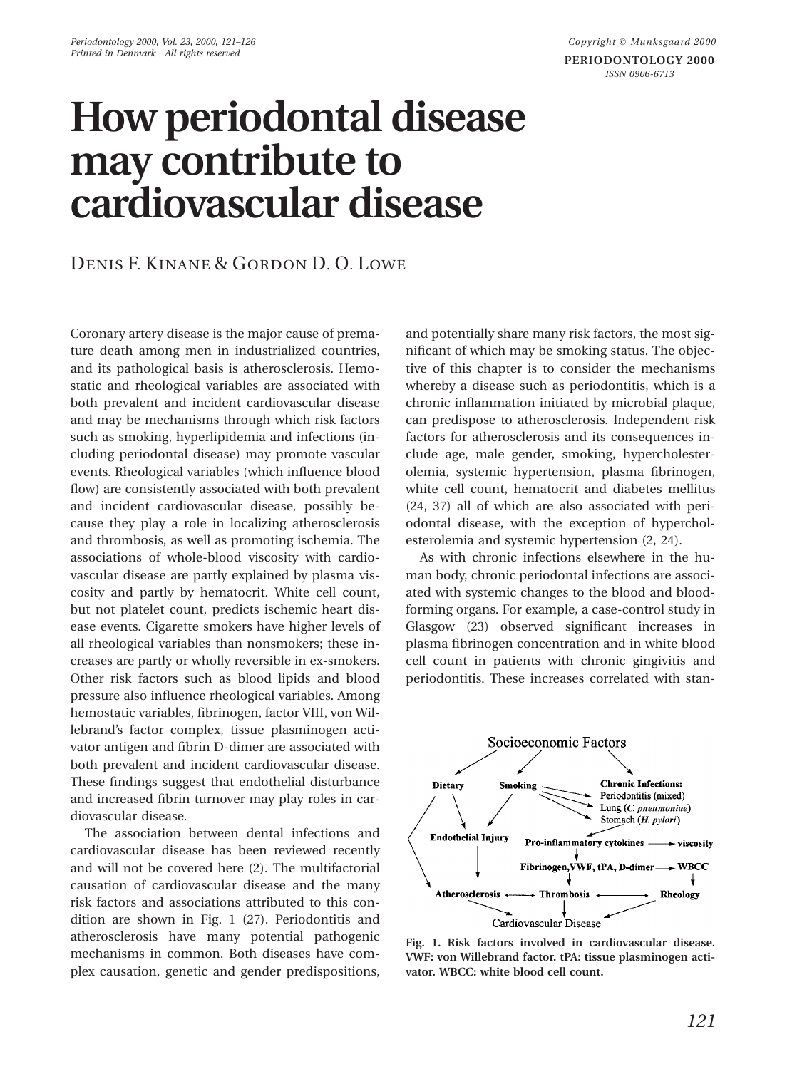# How periodontal disease may contribute to cardiovascular disease

Denis F. Kinane & Gordon D. O. Lowe

Coronary artery disease is the major cause of premature death among men in industrialized countries, and its pathological basis is atherosclerosis. Hemostatic and rheological variables are associated with both prevalent and incident cardiovascular disease and may be mechanisms through which risk factors such as smoking, hyperlipidemia and infections (including periodontal disease) may promote vascular events. Rheological variables (which influence blood flow) are consistently associated with both prevalent and incident cardiovascular disease, possibly because they play a role in localizing atherosclerosis and thrombosis, as well as promoting ischemia. The associations of whole-blood viscosity with cardiovascular disease are partly explained by plasma viscosity and partly by hematocrit. White cell count, but not platelet count, predicts ischemic heart disease events. Cigarette smokers have higher levels of all rheological variables than nonsmokers; these increases are partly or wholly reversible in ex-smokers. Other risk factors such as blood lipids and blood pressure also influence rheological variables. Among hemostatic variables, fibrinogen, factor VIII, von Willebrand's factor complex, tissue plasminogen activator antigen and fibrin D-dimer are associated with both prevalent and incident cardiovascular disease. These findings suggest that endothelial disturbance and increased fibrin turnover may play roles in cardiovascular disease.

The association between dental infections and cardiovascular disease has been reviewed recently and will not be covered here (2). The multifactorial causation of cardiovascular disease and the many risk factors and associations attributed to this condition are shown in Fig. 1 (27). Periodontitis and atherosclerosis have many potential pathogenic mechanisms in common. Both diseases have complex causation, genetic and gender predispositions, and potentially share many risk factors, the most significant of which may be smoking status. The objective of this chapter is to consider the mechanisms whereby a disease such as periodontitis, which is a chronic inflammation initiated by microbial plaque, can predispose to atherosclerosis. Independent risk factors for atherosclerosis and its consequences include age, male gender, smoking, hypercholesterolemia, systemic hypertension, plasma fibrinogen, white cell count, hematocrit and diabetes mellitus (24, 37) all of which are also associated with periodontal disease, with the exception of hypercholesterolemia and systemic hypertension (2, 24).

As with chronic infections elsewhere in the human body, chronic periodontal infections are associated with systemic changes to the blood and blood-forming organs. For example, a case-control study in Glasgow (23) observed significant increases in plasma fibrinogen concentration and in white blood cell count in patients with chronic gingivitis and periodontitis. These increases correlated with stan-

Socioeconomic Factors
Dietary
Smoking
Chronic Infections:
Periodontitis (mixed)
Lung (*C. pneumoniae*)
Stomach (*H. pylori*)
Endothelial Injury
Pro-inflammatory cytokines → viscosity
Fibrinogen, VWF, tPA, D-dimer → WBCC
Atherosclerosis
Thrombosis
Rheology
Cardiovascular Disease

**Fig. 1. Risk factors involved in cardiovascular disease. VWF: von Willebrand factor. tPA: tissue plasminogen activator. WBCC: white blood cell count.**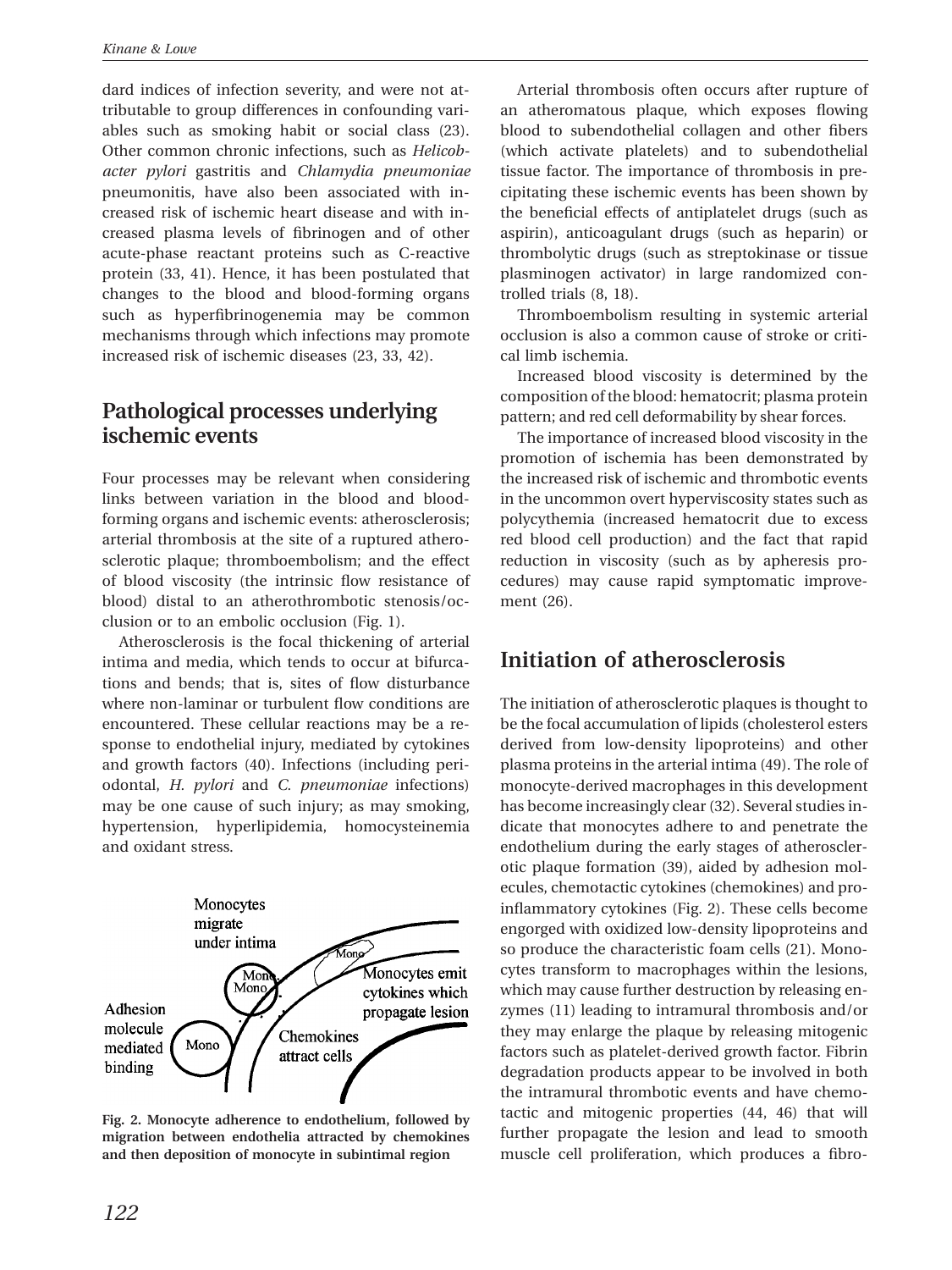dard indices of infection severity, and were not attributable to group differences in confounding variables such as smoking habit or social class (23). Other common chronic infections, such as *Helicobacter pylori* gastritis and *Chlamydia pneumoniae* pneumonitis, have also been associated with increased risk of ischemic heart disease and with increased plasma levels of fibrinogen and of other acute-phase reactant proteins such as C-reactive protein (33, 41). Hence, it has been postulated that changes to the blood and blood-forming organs such as hyperfibrinogenemia may be common mechanisms through which infections may promote increased risk of ischemic diseases (23, 33, 42).

## Pathological processes underlying ischemic events

Four processes may be relevant when considering links between variation in the blood and blood-forming organs and ischemic events: atherosclerosis; arterial thrombosis at the site of a ruptured atherosclerotic plaque; thromboembolism; and the effect of blood viscosity (the intrinsic flow resistance of blood) distal to an atherothrombotic stenosis/occlusion or to an embolic occlusion (Fig. 1).

Atherosclerosis is the focal thickening of arterial intima and media, which tends to occur at bifurcations and bends; that is, sites of flow disturbance where non-laminar or turbulent flow conditions are encountered. These cellular reactions may be a response to endothelial injury, mediated by cytokines and growth factors (40). Infections (including periodontal, *H. pylori* and *C. pneumoniae* infections) may be one cause of such injury; as may smoking, hypertension, hyperlipidemia, homocysteinemia and oxidant stress.

**Fig. 2. Monocyte adherence to endothelium, followed by migration between endothelia attracted by chemokines and then deposition of monocyte in subintimal region**

Arterial thrombosis often occurs after rupture of an atheromatous plaque, which exposes flowing blood to subendothelial collagen and other fibers (which activate platelets) and to subendothelial tissue factor. The importance of thrombosis in precipitating these ischemic events has been shown by the beneficial effects of antiplatelet drugs (such as aspirin), anticoagulant drugs (such as heparin) or thrombolytic drugs (such as streptokinase or tissue plasminogen activator) in large randomized controlled trials (8, 18).

Thromboembolism resulting in systemic arterial occlusion is also a common cause of stroke or critical limb ischemia.

Increased blood viscosity is determined by the composition of the blood: hematocrit; plasma protein pattern; and red cell deformability by shear forces.

The importance of increased blood viscosity in the promotion of ischemia has been demonstrated by the increased risk of ischemic and thrombotic events in the uncommon overt hyperviscosity states such as polycythemia (increased hematocrit due to excess red blood cell production) and the fact that rapid reduction in viscosity (such as by apheresis procedures) may cause rapid symptomatic improvement (26).

## Initiation of atherosclerosis

The initiation of atherosclerotic plaques is thought to be the focal accumulation of lipids (cholesterol esters derived from low-density lipoproteins) and other plasma proteins in the arterial intima (49). The role of monocyte-derived macrophages in this development has become increasingly clear (32). Several studies indicate that monocytes adhere to and penetrate the endothelium during the early stages of atherosclerotic plaque formation (39), aided by adhesion molecules, chemotactic cytokines (chemokines) and proinflammatory cytokines (Fig. 2). These cells become engorged with oxidized low-density lipoproteins and so produce the characteristic foam cells (21). Monocytes transform to macrophages within the lesions, which may cause further destruction by releasing enzymes (11) leading to intramural thrombosis and/or they may enlarge the plaque by releasing mitogenic factors such as platelet-derived growth factor. Fibrin degradation products appear to be involved in both the intramural thrombotic events and have chemotactic and mitogenic properties (44, 46) that will further propagate the lesion and lead to smooth muscle cell proliferation, which produces a fibro-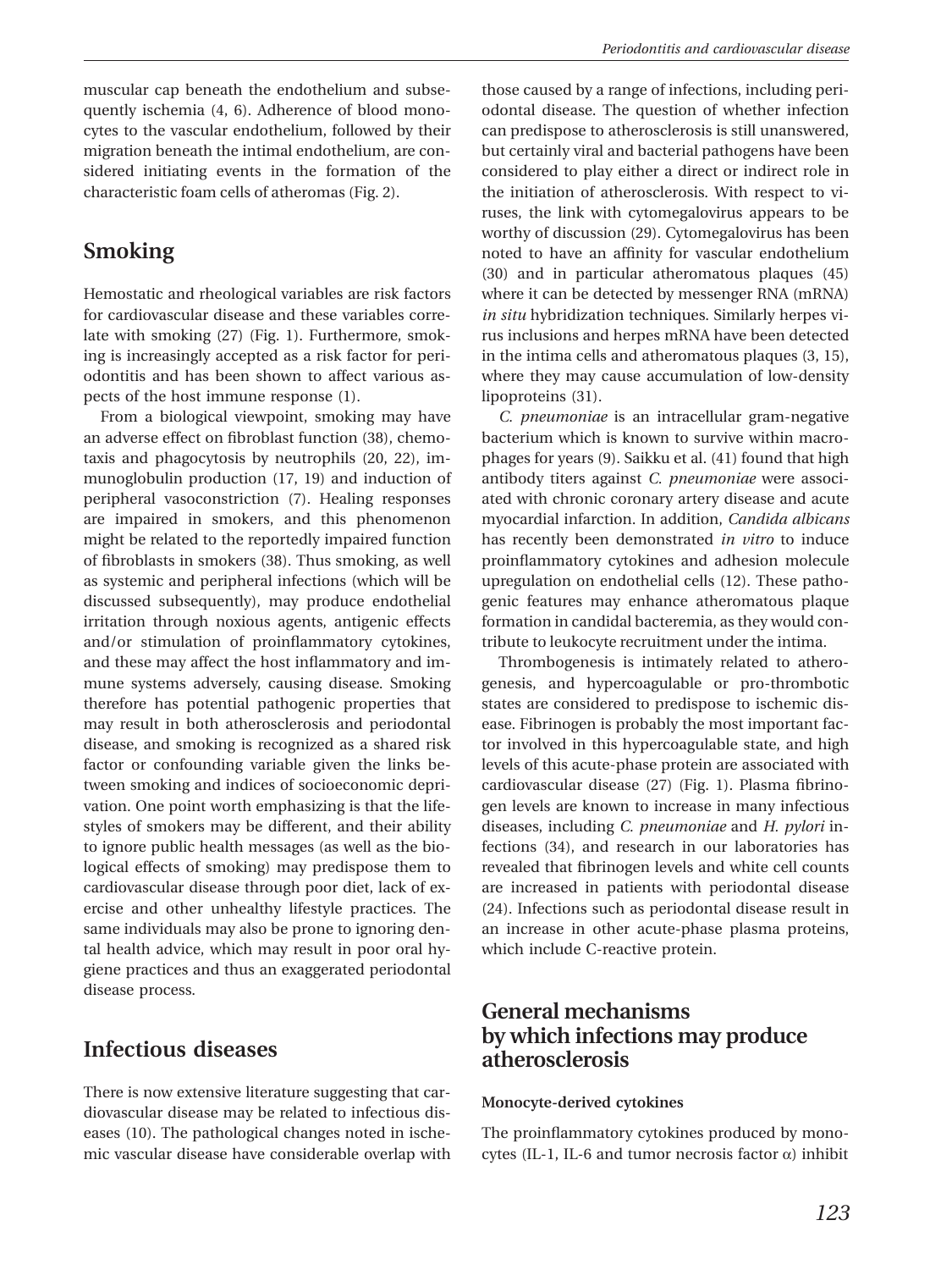muscular cap beneath the endothelium and subsequently ischemia (4, 6). Adherence of blood monocytes to the vascular endothelium, followed by their migration beneath the intimal endothelium, are considered initiating events in the formation of the characteristic foam cells of atheromas (Fig. 2).

## Smoking

Hemostatic and rheological variables are risk factors for cardiovascular disease and these variables correlate with smoking (27) (Fig. 1). Furthermore, smoking is increasingly accepted as a risk factor for periodontitis and has been shown to affect various aspects of the host immune response (1).

From a biological viewpoint, smoking may have an adverse effect on fibroblast function (38), chemotaxis and phagocytosis by neutrophils (20, 22), immunoglobulin production (17, 19) and induction of peripheral vasoconstriction (7). Healing responses are impaired in smokers, and this phenomenon might be related to the reportedly impaired function of fibroblasts in smokers (38). Thus smoking, as well as systemic and peripheral infections (which will be discussed subsequently), may produce endothelial irritation through noxious agents, antigenic effects and/or stimulation of proinflammatory cytokines, and these may affect the host inflammatory and immune systems adversely, causing disease. Smoking therefore has potential pathogenic properties that may result in both atherosclerosis and periodontal disease, and smoking is recognized as a shared risk factor or confounding variable given the links between smoking and indices of socioeconomic deprivation. One point worth emphasizing is that the lifestyles of smokers may be different, and their ability to ignore public health messages (as well as the biological effects of smoking) may predispose them to cardiovascular disease through poor diet, lack of exercise and other unhealthy lifestyle practices. The same individuals may also be prone to ignoring dental health advice, which may result in poor oral hygiene practices and thus an exaggerated periodontal disease process.

## Infectious diseases

There is now extensive literature suggesting that cardiovascular disease may be related to infectious diseases (10). The pathological changes noted in ischemic vascular disease have considerable overlap with those caused by a range of infections, including periodontal disease. The question of whether infection can predispose to atherosclerosis is still unanswered, but certainly viral and bacterial pathogens have been considered to play either a direct or indirect role in the initiation of atherosclerosis. With respect to viruses, the link with cytomegalovirus appears to be worthy of discussion (29). Cytomegalovirus has been noted to have an affinity for vascular endothelium (30) and in particular atheromatous plaques (45) where it can be detected by messenger RNA (mRNA) *in situ* hybridization techniques. Similarly herpes virus inclusions and herpes mRNA have been detected in the intima cells and atheromatous plaques (3, 15), where they may cause accumulation of low-density lipoproteins (31).

*C. pneumoniae* is an intracellular gram-negative bacterium which is known to survive within macrophages for years (9). Saikku et al. (41) found that high antibody titers against *C. pneumoniae* were associated with chronic coronary artery disease and acute myocardial infarction. In addition, *Candida albicans* has recently been demonstrated *in vitro* to induce proinflammatory cytokines and adhesion molecule upregulation on endothelial cells (12). These pathogenic features may enhance atheromatous plaque formation in candidal bacteremia, as they would contribute to leukocyte recruitment under the intima.

Thrombogenesis is intimately related to atherogenesis, and hypercoagulable or pro-thrombotic states are considered to predispose to ischemic disease. Fibrinogen is probably the most important factor involved in this hypercoagulable state, and high levels of this acute-phase protein are associated with cardiovascular disease (27) (Fig. 1). Plasma fibrinogen levels are known to increase in many infectious diseases, including *C. pneumoniae* and *H. pylori* infections (34), and research in our laboratories has revealed that fibrinogen levels and white cell counts are increased in patients with periodontal disease (24). Infections such as periodontal disease result in an increase in other acute-phase plasma proteins, which include C-reactive protein.

## General mechanisms by which infections may produce atherosclerosis

### Monocyte-derived cytokines

The proinflammatory cytokines produced by monocytes (IL-1, IL-6 and tumor necrosis factor $\alpha$) inhibit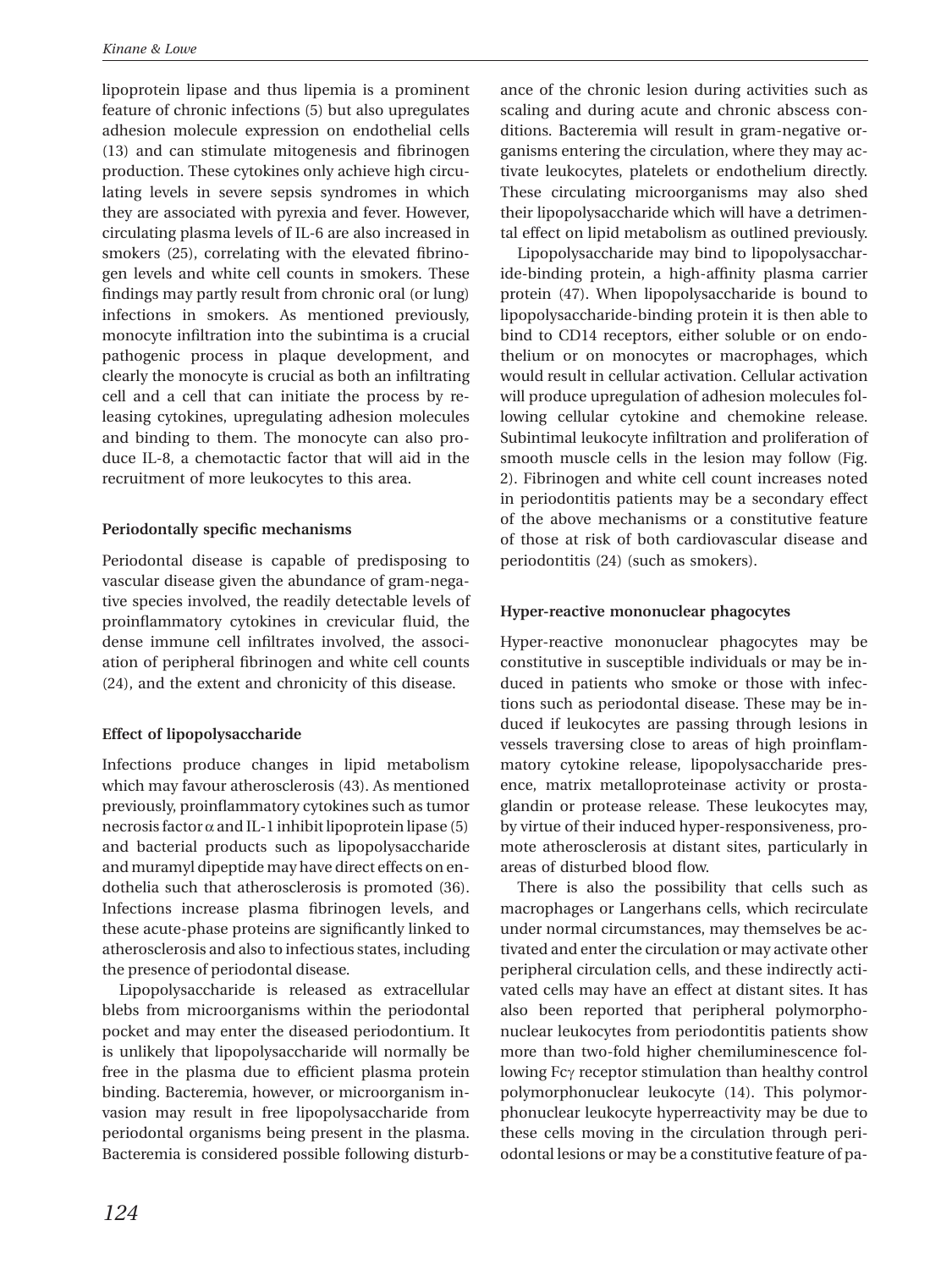lipoprotein lipase and thus lipemia is a prominent feature of chronic infections (5) but also upregulates adhesion molecule expression on endothelial cells (13) and can stimulate mitogenesis and fibrinogen production. These cytokines only achieve high circulating levels in severe sepsis syndromes in which they are associated with pyrexia and fever. However, circulating plasma levels of IL-6 are also increased in smokers (25), correlating with the elevated fibrinogen levels and white cell counts in smokers. These findings may partly result from chronic oral (or lung) infections in smokers. As mentioned previously, monocyte infiltration into the subintima is a crucial pathogenic process in plaque development, and clearly the monocyte is crucial as both an infiltrating cell and a cell that can initiate the process by releasing cytokines, upregulating adhesion molecules and binding to them. The monocyte can also produce IL-8, a chemotactic factor that will aid in the recruitment of more leukocytes to this area.

**Periodontally specific mechanisms**

Periodontal disease is capable of predisposing to vascular disease given the abundance of gram-negative species involved, the readily detectable levels of proinflammatory cytokines in crevicular fluid, the dense immune cell infiltrates involved, the association of peripheral fibrinogen and white cell counts (24), and the extent and chronicity of this disease.

**Effect of lipopolysaccharide**

Infections produce changes in lipid metabolism which may favour atherosclerosis (43). As mentioned previously, proinflammatory cytokines such as tumor necrosis factor α and IL-1 inhibit lipoprotein lipase (5) and bacterial products such as lipopolysaccharide and muramyl dipeptide may have direct effects on endothelia such that atherosclerosis is promoted (36). Infections increase plasma fibrinogen levels, and these acute-phase proteins are significantly linked to atherosclerosis and also to infectious states, including the presence of periodontal disease.

Lipopolysaccharide is released as extracellular blebs from microorganisms within the periodontal pocket and may enter the diseased periodontium. It is unlikely that lipopolysaccharide will normally be free in the plasma due to efficient plasma protein binding. Bacteremia, however, or microorganism invasion may result in free lipopolysaccharide from periodontal organisms being present in the plasma. Bacteremia is considered possible following disturbance of the chronic lesion during activities such as scaling and during acute and chronic abscess conditions. Bacteremia will result in gram-negative organisms entering the circulation, where they may activate leukocytes, platelets or endothelium directly. These circulating microorganisms may also shed their lipopolysaccharide which will have a detrimental effect on lipid metabolism as outlined previously.

Lipopolysaccharide may bind to lipopolysaccharide-binding protein, a high-affinity plasma carrier protein (47). When lipopolysaccharide is bound to lipopolysaccharide-binding protein it is then able to bind to CD14 receptors, either soluble or on endothelium or on monocytes or macrophages, which would result in cellular activation. Cellular activation will produce upregulation of adhesion molecules following cellular cytokine and chemokine release. Subintimal leukocyte infiltration and proliferation of smooth muscle cells in the lesion may follow (Fig. 2). Fibrinogen and white cell count increases noted in periodontitis patients may be a secondary effect of the above mechanisms or a constitutive feature of those at risk of both cardiovascular disease and periodontitis (24) (such as smokers).

**Hyper-reactive mononuclear phagocytes**

Hyper-reactive mononuclear phagocytes may be constitutive in susceptible individuals or may be induced in patients who smoke or those with infections such as periodontal disease. These may be induced if leukocytes are passing through lesions in vessels traversing close to areas of high proinflammatory cytokine release, lipopolysaccharide presence, matrix metalloproteinase activity or prostaglandin or protease release. These leukocytes may, by virtue of their induced hyper-responsiveness, promote atherosclerosis at distant sites, particularly in areas of disturbed blood flow.

There is also the possibility that cells such as macrophages or Langerhans cells, which recirculate under normal circumstances, may themselves be activated and enter the circulation or may activate other peripheral circulation cells, and these indirectly activated cells may have an effect at distant sites. It has also been reported that peripheral polymorphonuclear leukocytes from periodontitis patients show more than two-fold higher chemiluminescence following Fcγ receptor stimulation than healthy control polymorphonuclear leukocyte (14). This polymorphonuclear leukocyte hyperreactivity may be due to these cells moving in the circulation through periodontal lesions or may be a constitutive feature of pa-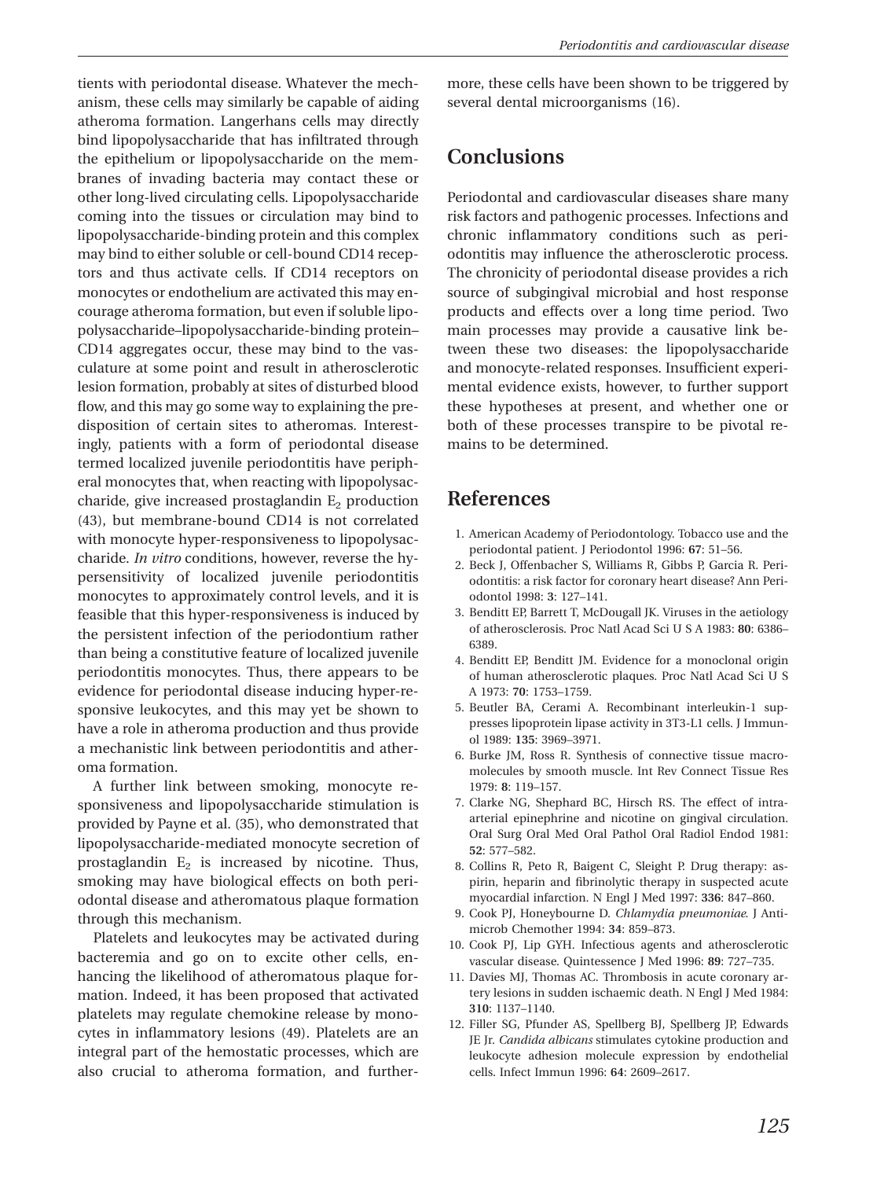tients with periodontal disease. Whatever the mechanism, these cells may similarly be capable of aiding atheroma formation. Langerhans cells may directly bind lipopolysaccharide that has infiltrated through the epithelium or lipopolysaccharide on the membranes of invading bacteria may contact these or other long-lived circulating cells. Lipopolysaccharide coming into the tissues or circulation may bind to lipopolysaccharide-binding protein and this complex may bind to either soluble or cell-bound CD14 receptors and thus activate cells. If CD14 receptors on monocytes or endothelium are activated this may encourage atheroma formation, but even if soluble lipopolysaccharide–lipopolysaccharide-binding protein–CD14 aggregates occur, these may bind to the vasculature at some point and result in atherosclerotic lesion formation, probably at sites of disturbed blood flow, and this may go some way to explaining the predisposition of certain sites to atheromas. Interestingly, patients with a form of periodontal disease termed localized juvenile periodontitis have peripheral monocytes that, when reacting with lipopolysaccharide, give increased prostaglandin $E_2$ production (43), but membrane-bound CD14 is not correlated with monocyte hyper-responsiveness to lipopolysaccharide. *In vitro* conditions, however, reverse the hypersensitivity of localized juvenile periodontitis monocytes to approximately control levels, and it is feasible that this hyper-responsiveness is induced by the persistent infection of the periodontium rather than being a constitutive feature of localized juvenile periodontitis monocytes. Thus, there appears to be evidence for periodontal disease inducing hyper-responsive leukocytes, and this may yet be shown to have a role in atheroma production and thus provide a mechanistic link between periodontitis and atheroma formation.

A further link between smoking, monocyte responsiveness and lipopolysaccharide stimulation is provided by Payne et al. (35), who demonstrated that lipopolysaccharide-mediated monocyte secretion of prostaglandin $E_2$ is increased by nicotine. Thus, smoking may have biological effects on both periodontal disease and atheromatous plaque formation through this mechanism.

Platelets and leukocytes may be activated during bacteremia and go on to excite other cells, enhancing the likelihood of atheromatous plaque formation. Indeed, it has been proposed that activated platelets may regulate chemokine release by monocytes in inflammatory lesions (49). Platelets are an integral part of the hemostatic processes, which are also crucial to atheroma formation, and furthermore, these cells have been shown to be triggered by several dental microorganisms (16).

## Conclusions

Periodontal and cardiovascular diseases share many risk factors and pathogenic processes. Infections and chronic inflammatory conditions such as periodontitis may influence the atherosclerotic process. The chronicity of periodontal disease provides a rich source of subgingival microbial and host response products and effects over a long time period. Two main processes may provide a causative link between these two diseases: the lipopolysaccharide and monocyte-related responses. Insufficient experimental evidence exists, however, to further support these hypotheses at present, and whether one or both of these processes transpire to be pivotal remains to be determined.

## References

1. American Academy of Periodontology. Tobacco use and the periodontal patient. J Periodontol 1996: **67**: 51–56.
2. Beck J, Offenbacher S, Williams R, Gibbs P, Garcia R. Periodontitis: a risk factor for coronary heart disease? Ann Periodontol 1998: **3**: 127–141.
3. Benditt EP, Barrett T, McDougall JK. Viruses in the aetiology of atherosclerosis. Proc Natl Acad Sci U S A 1983: **80**: 6386–6389.
4. Benditt EP, Benditt JM. Evidence for a monoclonal origin of human atherosclerotic plaques. Proc Natl Acad Sci U S A 1973: **70**: 1753–1759.
5. Beutler BA, Cerami A. Recombinant interleukin-1 suppresses lipoprotein lipase activity in 3T3-L1 cells. J Immunol 1989: **135**: 3969–3971.
6. Burke JM, Ross R. Synthesis of connective tissue macromolecules by smooth muscle. Int Rev Connect Tissue Res 1979: **8**: 119–157.
7. Clarke NG, Shephard BC, Hirsch RS. The effect of intra-arterial epinephrine and nicotine on gingival circulation. Oral Surg Oral Med Oral Pathol Oral Radiol Endod 1981: **52**: 577–582.
8. Collins R, Peto R, Baigent C, Sleight P. Drug therapy: aspirin, heparin and fibrinolytic therapy in suspected acute myocardial infarction. N Engl J Med 1997: **336**: 847–860.
9. Cook PJ, Honeybourne D. *Chlamydia pneumoniae*. J Antimicrob Chemother 1994: **34**: 859–873.
10. Cook PJ, Lip GYH. Infectious agents and atherosclerotic vascular disease. Quintessence J Med 1996: **89**: 727–735.
11. Davies MJ, Thomas AC. Thrombosis in acute coronary artery lesions in sudden ischaemic death. N Engl J Med 1984: **310**: 1137–1140.
12. Filler SG, Pfunder AS, Spellberg BJ, Spellberg JP, Edwards JE Jr. *Candida albicans* stimulates cytokine production and leukocyte adhesion molecule expression by endothelial cells. Infect Immun 1996: **64**: 2609–2617.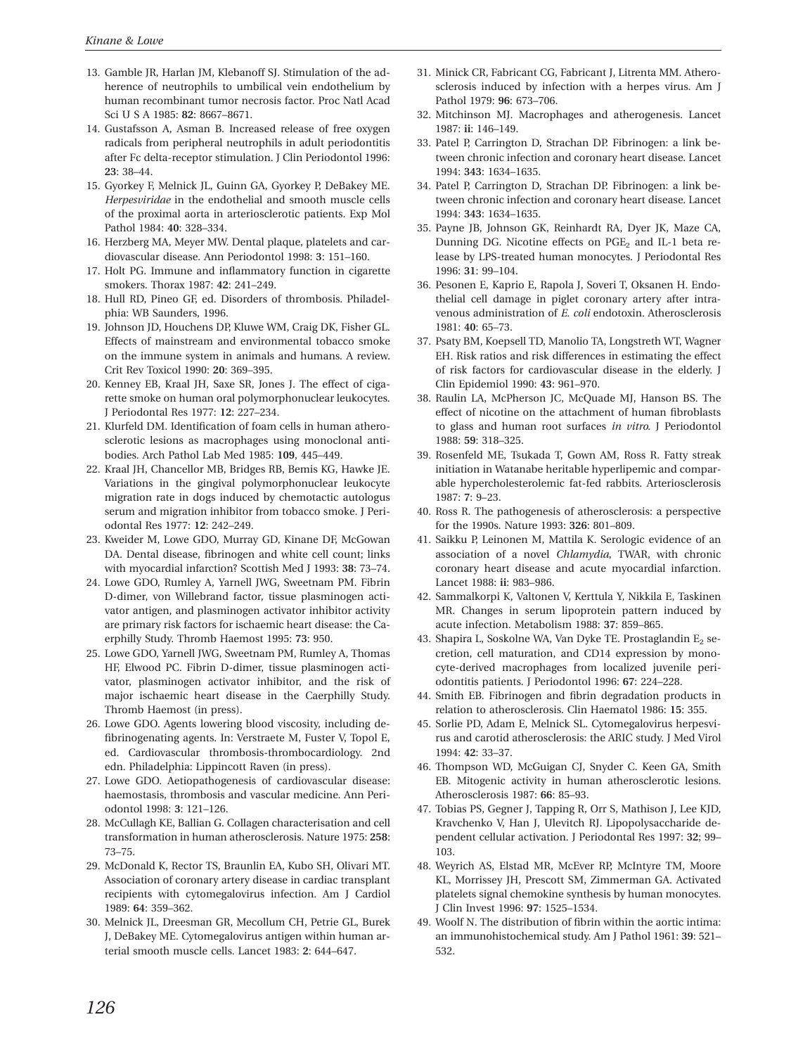13. Gamble JR, Harlan JM, Klebanoff SJ. Stimulation of the adherence of neutrophils to umbilical vein endothelium by human recombinant tumor necrosis factor. Proc Natl Acad Sci U S A 1985: **82**: 8667–8671.
14. Gustafsson A, Asman B. Increased release of free oxygen radicals from peripheral neutrophils in adult periodontitis after Fc delta-receptor stimulation. J Clin Periodontol 1996: **23**: 38–44.
15. Gyorkey F, Melnick JL, Guinn GA, Gyorkey P, DeBakey ME. *Herpesviridae* in the endothelial and smooth muscle cells of the proximal aorta in arteriosclerotic patients. Exp Mol Pathol 1984: **40**: 328–334.
16. Herzberg MA, Meyer MW. Dental plaque, platelets and cardiovascular disease. Ann Periodontol 1998: **3**: 151–160.
17. Holt PG. Immune and inflammatory function in cigarette smokers. Thorax 1987: **42**: 241–249.
18. Hull RD, Pineo GF, ed. Disorders of thrombosis. Philadelphia: WB Saunders, 1996.
19. Johnson JD, Houchens DP, Kluwe WM, Craig DK, Fisher GL. Effects of mainstream and environmental tobacco smoke on the immune system in animals and humans. A review. Crit Rev Toxicol 1990: **20**: 369–395.
20. Kenney EB, Kraal JH, Saxe SR, Jones J. The effect of cigarette smoke on human oral polymorphonuclear leukocytes. J Periodontal Res 1977: **12**: 227–234.
21. Klurfeld DM. Identification of foam cells in human atherosclerotic lesions as macrophages using monoclonal antibodies. Arch Pathol Lab Med 1985: **109**, 445–449.
22. Kraal JH, Chancellor MB, Bridges RB, Bemis KG, Hawke JE. Variations in the gingival polymorphonuclear leukocyte migration rate in dogs induced by chemotactic autologus serum and migration inhibitor from tobacco smoke. J Periodontal Res 1977: **12**: 242–249.
23. Kweider M, Lowe GDO, Murray GD, Kinane DF, McGowan DA. Dental disease, fibrinogen and white cell count; links with myocardial infarction? Scottish Med J 1993: **38**: 73–74.
24. Lowe GDO, Rumley A, Yarnell JWG, Sweetnam PM. Fibrin D-dimer, von Willebrand factor, tissue plasminogen activator antigen, and plasminogen activator inhibitor activity are primary risk factors for ischaemic heart disease: the Caerphilly Study. Thromb Haemost 1995: **73**: 950.
25. Lowe GDO, Yarnell JWG, Sweetnam PM, Rumley A, Thomas HF, Elwood PC. Fibrin D-dimer, tissue plasminogen activator, plasminogen activator inhibitor, and the risk of major ischaemic heart disease in the Caerphilly Study. Thromb Haemost (in press).
26. Lowe GDO. Agents lowering blood viscosity, including defibrinogenating agents. In: Verstraete M, Fuster V, Topol E, ed. Cardiovascular thrombosis-thrombocardiology. 2nd edn. Philadelphia: Lippincott Raven (in press).
27. Lowe GDO. Aetiopathogenesis of cardiovascular disease: haemostasis, thrombosis and vascular medicine. Ann Periodontol 1998: **3**: 121–126.
28. McCullagh KE, Ballian G. Collagen characterisation and cell transformation in human atherosclerosis. Nature 1975: **258**: 73–75.
29. McDonald K, Rector TS, Braunlin EA, Kubo SH, Olivari MT. Association of coronary artery disease in cardiac transplant recipients with cytomegalovirus infection. Am J Cardiol 1989: **64**: 359–362.
30. Melnick JL, Dreesman GR, Mecollum CH, Petrie GL, Burek J, DeBakey ME. Cytomegalovirus antigen within human arterial smooth muscle cells. Lancet 1983: **2**: 644–647.
31. Minick CR, Fabricant CG, Fabricant J, Litrenta MM. Atherosclerosis induced by infection with a herpes virus. Am J Pathol 1979: **96**: 673–706.
32. Mitchinson MJ. Macrophages and atherogenesis. Lancet 1987: **ii**: 146–149.
33. Patel P, Carrington D, Strachan DP. Fibrinogen: a link between chronic infection and coronary heart disease. Lancet 1994: **343**: 1634–1635.
34. Patel P, Carrington D, Strachan DP. Fibrinogen: a link between chronic infection and coronary heart disease. Lancet 1994: **343**: 1634–1635.
35. Payne JB, Johnson GK, Reinhardt RA, Dyer JK, Maze CA, Dunning DG. Nicotine effects on $PGE_2$ and IL-1 beta release by LPS-treated human monocytes. J Periodontal Res 1996: **31**: 99–104.
36. Pesonen E, Kaprio E, Rapola J, Soveri T, Oksanen H. Endothelial cell damage in piglet coronary artery after intravenous administration of *E. coli* endotoxin. Atherosclerosis 1981: **40**: 65–73.
37. Psaty BM, Koepsell TD, Manolio TA, Longstreth WT, Wagner EH. Risk ratios and risk differences in estimating the effect of risk factors for cardiovascular disease in the elderly. J Clin Epidemiol 1990: **43**: 961–970.
38. Raulin LA, McPherson JC, McQuade MJ, Hanson BS. The effect of nicotine on the attachment of human fibroblasts to glass and human root surfaces *in vitro*. J Periodontol 1988: **59**: 318–325.
39. Rosenfeld ME, Tsukada T, Gown AM, Ross R. Fatty streak initiation in Watanabe heritable hyperlipemic and comparable hypercholesterolemic fat-fed rabbits. Arteriosclerosis 1987: **7**: 9–23.
40. Ross R. The pathogenesis of atherosclerosis: a perspective for the 1990s. Nature 1993: **326**: 801–809.
41. Saikku P, Leinonen M, Mattila K. Serologic evidence of an association of a novel *Chlamydia*, TWAR, with chronic coronary heart disease and acute myocardial infarction. Lancet 1988: **ii**: 983–986.
42. Sammalkorpi K, Valtonen V, Kerttula Y, Nikkila E, Taskinen MR. Changes in serum lipoprotein pattern induced by acute infection. Metabolism 1988: **37**: 859–865.
43. Shapira L, Soskolne WA, Van Dyke TE. Prostaglandin $E_2$ secretion, cell maturation, and CD14 expression by monocyte-derived macrophages from localized juvenile periodontitis patients. J Periodontol 1996: **67**: 224–228.
44. Smith EB. Fibrinogen and fibrin degradation products in relation to atherosclerosis. Clin Haematol 1986: **15**: 355.
45. Sorlie PD, Adam E, Melnick SL. Cytomegalovirus herpesvirus and carotid atherosclerosis: the ARIC study. J Med Virol 1994: **42**: 33–37.
46. Thompson WD, McGuigan CJ, Snyder C. Keen GA, Smith EB. Mitogenic activity in human atherosclerotic lesions. Atherosclerosis 1987: **66**: 85–93.
47. Tobias PS, Gegner J, Tapping R, Orr S, Mathison J, Lee KJD, Kravchenko V, Han J, Ulevitch RJ. Lipopolysaccharide dependent cellular activation. J Periodontal Res 1997: **32**; 99–103.
48. Weyrich AS, Elstad MR, McEver RP, McIntyre TM, Moore KL, Morrissey JH, Prescott SM, Zimmerman GA. Activated platelets signal chemokine synthesis by human monocytes. J Clin Invest 1996: **97**: 1525–1534.
49. Woolf N. The distribution of fibrin within the aortic intima: an immunohistochemical study. Am J Pathol 1961: **39**: 521–532.